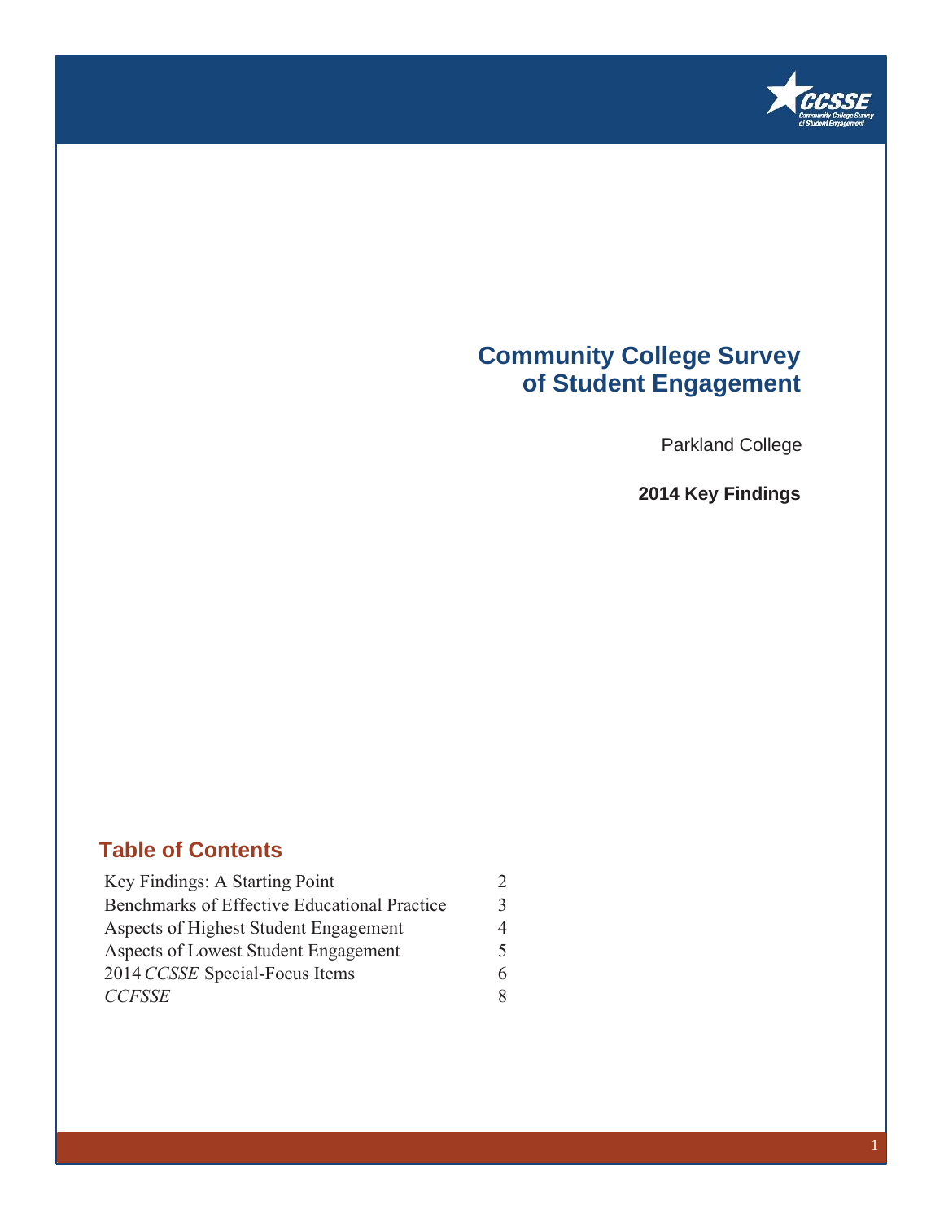# Community College Survey of Student Engagement

Parkland College

**2014 Key Findings**

## Table of Contents

| | |
|---|---|
| Key Findings: A Starting Point | 2 |
| Benchmarks of Effective Educational Practice | 3 |
| Aspects of Highest Student Engagement | 4 |
| Aspects of Lowest Student Engagement | 5 |
| 2014 *CCSSE* Special-Focus Items | 6 |
| *CCFSSE* | 8 |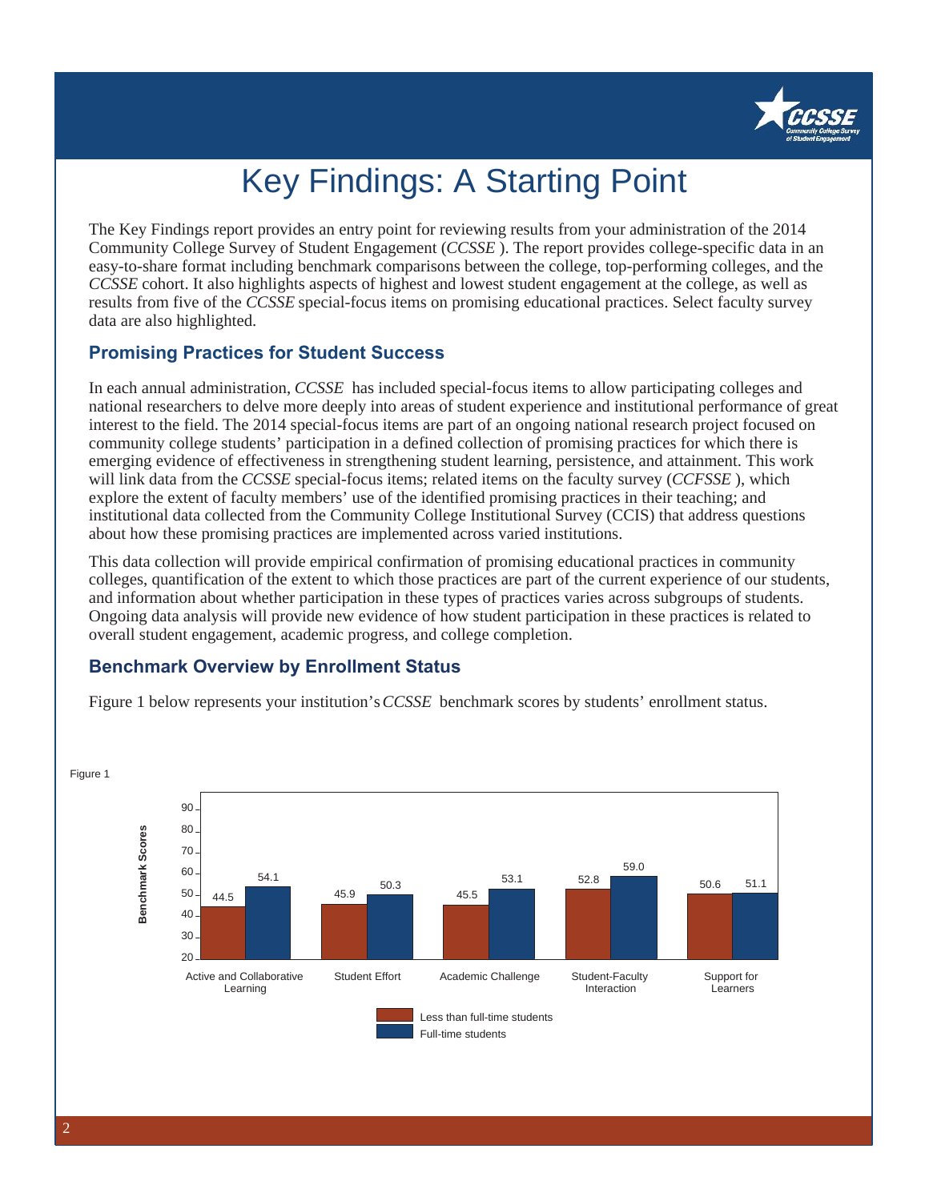# Key Findings: A Starting Point

The Key Findings report provides an entry point for reviewing results from your administration of the 2014 Community College Survey of Student Engagement (*CCSSE*). The report provides college-specific data in an easy-to-share format including benchmark comparisons between the college, top-performing colleges, and the *CCSSE* cohort. It also highlights aspects of highest and lowest student engagement at the college, as well as results from five of the *CCSSE* special-focus items on promising educational practices. Select faculty survey data are also highlighted.

## Promising Practices for Student Success

In each annual administration, *CCSSE* has included special-focus items to allow participating colleges and national researchers to delve more deeply into areas of student experience and institutional performance of great interest to the field. The 2014 special-focus items are part of an ongoing national research project focused on community college students' participation in a defined collection of promising practices for which there is emerging evidence of effectiveness in strengthening student learning, persistence, and attainment. This work will link data from the *CCSSE* special-focus items; related items on the faculty survey (*CCFSSE*), which explore the extent of faculty members' use of the identified promising practices in their teaching; and institutional data collected from the Community College Institutional Survey (CCIS) that address questions about how these promising practices are implemented across varied institutions.

This data collection will provide empirical confirmation of promising educational practices in community colleges, quantification of the extent to which those practices are part of the current experience of our students, and information about whether participation in these types of practices varies across subgroups of students. Ongoing data analysis will provide new evidence of how student participation in these practices is related to overall student engagement, academic progress, and college completion.

## Benchmark Overview by Enrollment Status

Figure 1 below represents your institution's *CCSSE* benchmark scores by students' enrollment status.

Figure 1

| Benchmark | Less than full-time students | Full-time students |
|---|---|---|
| Active and Collaborative Learning | 44.5 | 54.1 |
| Student Effort | 45.9 | 50.3 |
| Academic Challenge | 45.5 | 53.1 |
| Student-Faculty Interaction | 52.8 | 59.0 |
| Support for Learners | 50.6 | 51.1 |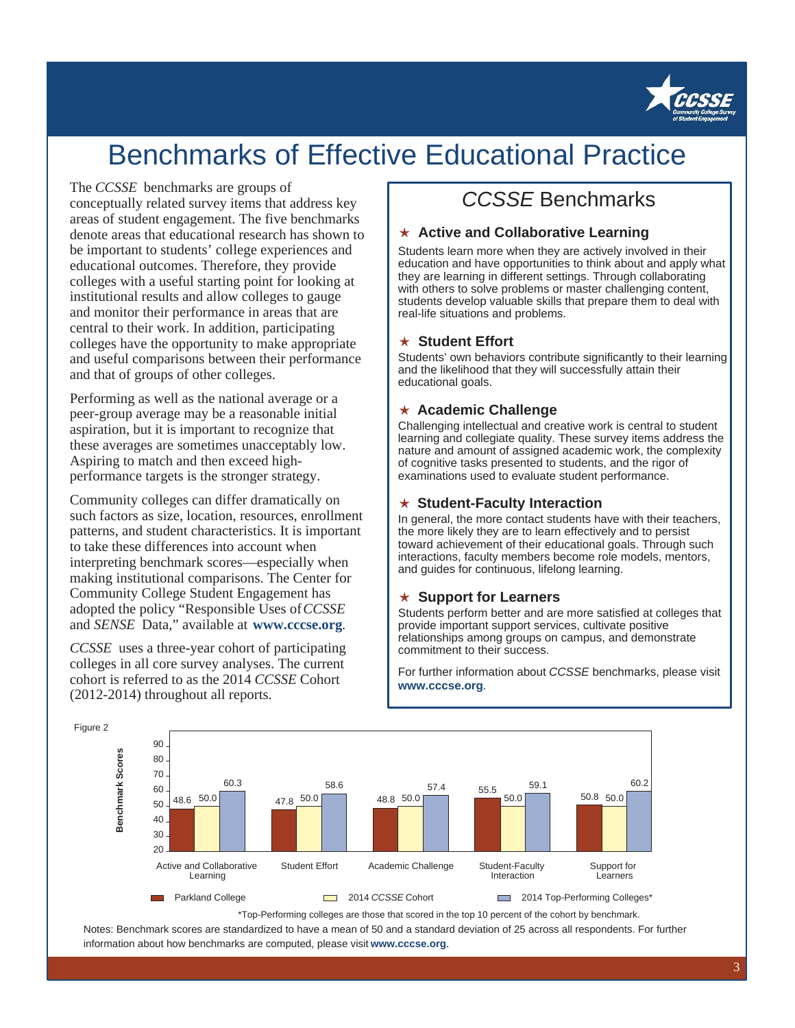# Benchmarks of Effective Educational Practice

The *CCSSE* benchmarks are groups of conceptually related survey items that address key areas of student engagement. The five benchmarks denote areas that educational research has shown to be important to students' college experiences and educational outcomes. Therefore, they provide colleges with a useful starting point for looking at institutional results and allow colleges to gauge and monitor their performance in areas that are central to their work. In addition, participating colleges have the opportunity to make appropriate and useful comparisons between their performance and that of groups of other colleges.

Performing as well as the national average or a peer-group average may be a reasonable initial aspiration, but it is important to recognize that these averages are sometimes unacceptably low. Aspiring to match and then exceed high-performance targets is the stronger strategy.

Community colleges can differ dramatically on such factors as size, location, resources, enrollment patterns, and student characteristics. It is important to take these differences into account when interpreting benchmark scores—especially when making institutional comparisons. The Center for Community College Student Engagement has adopted the policy "Responsible Uses of *CCSSE* and *SENSE* Data," available at **www.cccse.org**.

*CCSSE* uses a three-year cohort of participating colleges in all core survey analyses. The current cohort is referred to as the 2014 *CCSSE* Cohort (2012-2014) throughout all reports.

## *CCSSE* Benchmarks

### ★ Active and Collaborative Learning

Students learn more when they are actively involved in their education and have opportunities to think about and apply what they are learning in different settings. Through collaborating with others to solve problems or master challenging content, students develop valuable skills that prepare them to deal with real-life situations and problems.

### ★ Student Effort

Students' own behaviors contribute significantly to their learning and the likelihood that they will successfully attain their educational goals.

### ★ Academic Challenge

Challenging intellectual and creative work is central to student learning and collegiate quality. These survey items address the nature and amount of assigned academic work, the complexity of cognitive tasks presented to students, and the rigor of examinations used to evaluate student performance.

### ★ Student-Faculty Interaction

In general, the more contact students have with their teachers, the more likely they are to learn effectively and to persist toward achievement of their educational goals. Through such interactions, faculty members become role models, mentors, and guides for continuous, lifelong learning.

### ★ Support for Learners

Students perform better and are more satisfied at colleges that provide important support services, cultivate positive relationships among groups on campus, and demonstrate commitment to their success.

For further information about *CCSSE* benchmarks, please visit **www.cccse.org**.

Figure 2

| Benchmark Scores | Parkland College | 2014 *CCSSE* Cohort | 2014 Top-Performing Colleges* |
|---|---|---|---|
| Active and Collaborative Learning | 48.6 | 50.0 | 60.3 |
| Student Effort | 47.8 | 50.0 | 58.6 |
| Academic Challenge | 48.8 | 50.0 | 57.4 |
| Student-Faculty Interaction | 55.5 | 50.0 | 59.1 |
| Support for Learners | 50.8 | 50.0 | 60.2 |

*Top-Performing colleges are those that scored in the top 10 percent of the cohort by benchmark.

Notes: Benchmark scores are standardized to have a mean of 50 and a standard deviation of 25 across all respondents. For further information about how benchmarks are computed, please visit **www.cccse.org**.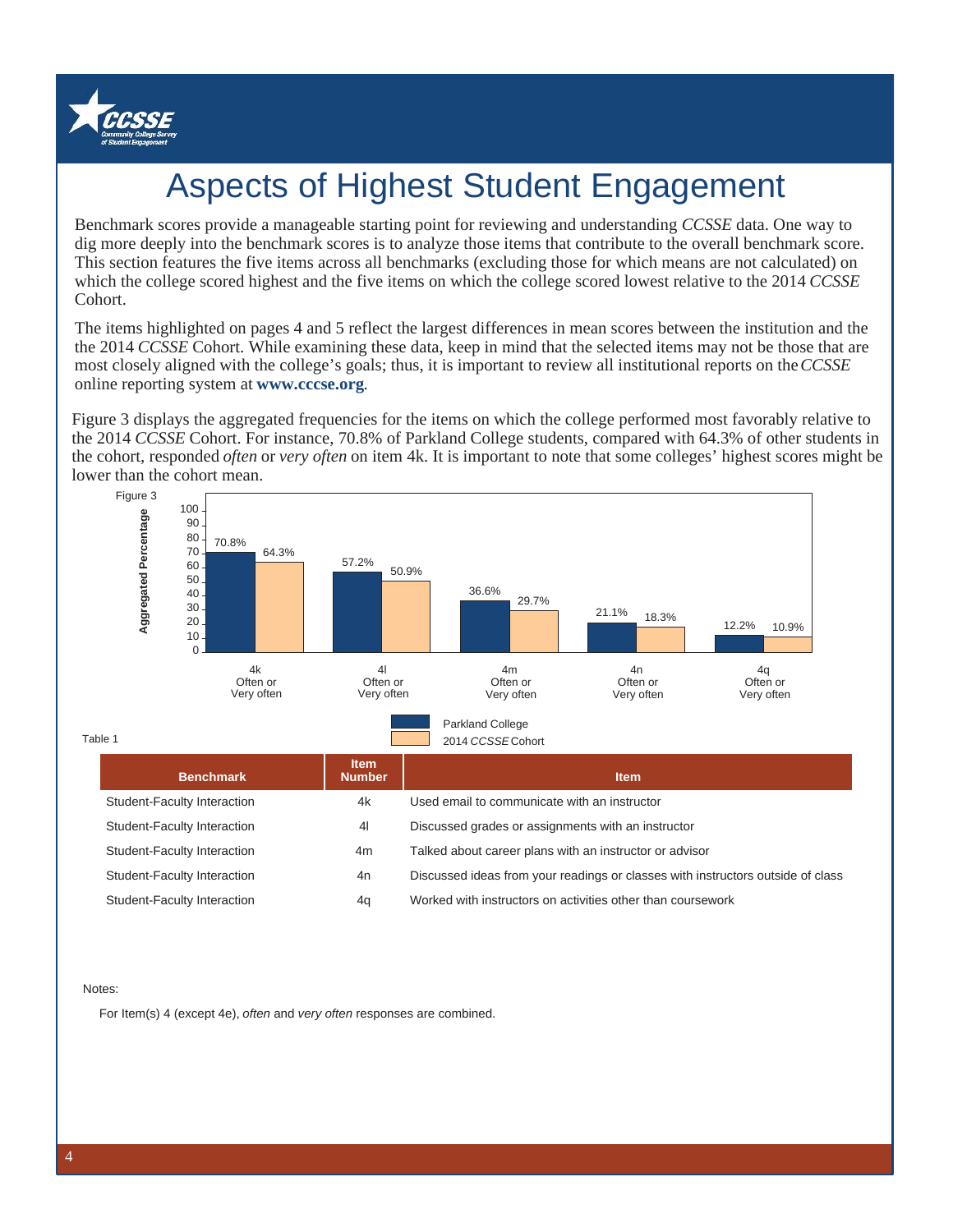# Aspects of Highest Student Engagement

Benchmark scores provide a manageable starting point for reviewing and understanding *CCSSE* data. One way to dig more deeply into the benchmark scores is to analyze those items that contribute to the overall benchmark score. This section features the five items across all benchmarks (excluding those for which means are not calculated) on which the college scored highest and the five items on which the college scored lowest relative to the 2014 *CCSSE* Cohort.

The items highlighted on pages 4 and 5 reflect the largest differences in mean scores between the institution and the the 2014 *CCSSE* Cohort. While examining these data, keep in mind that the selected items may not be those that are most closely aligned with the college's goals; thus, it is important to review all institutional reports on the *CCSSE* online reporting system at **www.cccse.org**.

Figure 3 displays the aggregated frequencies for the items on which the college performed most favorably relative to the 2014 *CCSSE* Cohort. For instance, 70.8% of Parkland College students, compared with 64.3% of other students in the cohort, responded *often* or *very often* on item 4k. It is important to note that some colleges' highest scores might be lower than the cohort mean.

Figure 3

| Item | Parkland College | 2014 *CCSSE* Cohort |
|---|---|---|
| 4k Often or Very often | 70.8% | 64.3% |
| 4l Often or Very often | 57.2% | 50.9% |
| 4m Often or Very often | 36.6% | 29.7% |
| 4n Often or Very often | 21.1% | 18.3% |
| 4q Often or Very often | 12.2% | 10.9% |

Table 1

| Benchmark | Item Number | Item |
|---|---|---|
| Student-Faculty Interaction | 4k | Used email to communicate with an instructor |
| Student-Faculty Interaction | 4l | Discussed grades or assignments with an instructor |
| Student-Faculty Interaction | 4m | Talked about career plans with an instructor or advisor |
| Student-Faculty Interaction | 4n | Discussed ideas from your readings or classes with instructors outside of class |
| Student-Faculty Interaction | 4q | Worked with instructors on activities other than coursework |

Notes:

For Item(s) 4 (except 4e), *often* and *very often* responses are combined.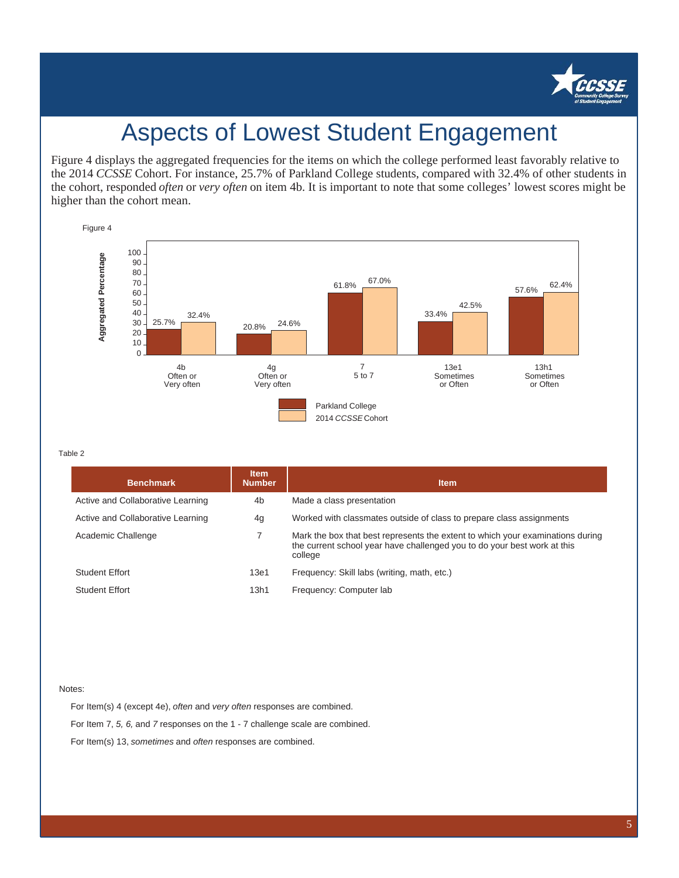# Aspects of Lowest Student Engagement

Figure 4 displays the aggregated frequencies for the items on which the college performed least favorably relative to the 2014 *CCSSE* Cohort. For instance, 25.7% of Parkland College students, compared with 32.4% of other students in the cohort, responded *often* or *very often* on item 4b. It is important to note that some colleges' lowest scores might be higher than the cohort mean.

Figure 4

| Item | Parkland College | 2014 *CCSSE* Cohort |
|---|---|---|
| 4b Often or Very often | 25.7% | 32.4% |
| 4g Often or Very often | 20.8% | 24.6% |
| 7 5 to 7 | 61.8% | 67.0% |
| 13e1 Sometimes or Often | 33.4% | 42.5% |
| 13h1 Sometimes or Often | 57.6% | 62.4% |

Table 2

| Benchmark | Item Number | Item |
|---|---|---|
| Active and Collaborative Learning | 4b | Made a class presentation |
| Active and Collaborative Learning | 4g | Worked with classmates outside of class to prepare class assignments |
| Academic Challenge | 7 | Mark the box that best represents the extent to which your examinations during the current school year have challenged you to do your best work at this college |
| Student Effort | 13e1 | Frequency: Skill labs (writing, math, etc.) |
| Student Effort | 13h1 | Frequency: Computer lab |

Notes:

For Item(s) 4 (except 4e), *often* and *very often* responses are combined.

For Item 7, *5, 6,* and *7* responses on the 1 - 7 challenge scale are combined.

For Item(s) 13, *sometimes* and *often* responses are combined.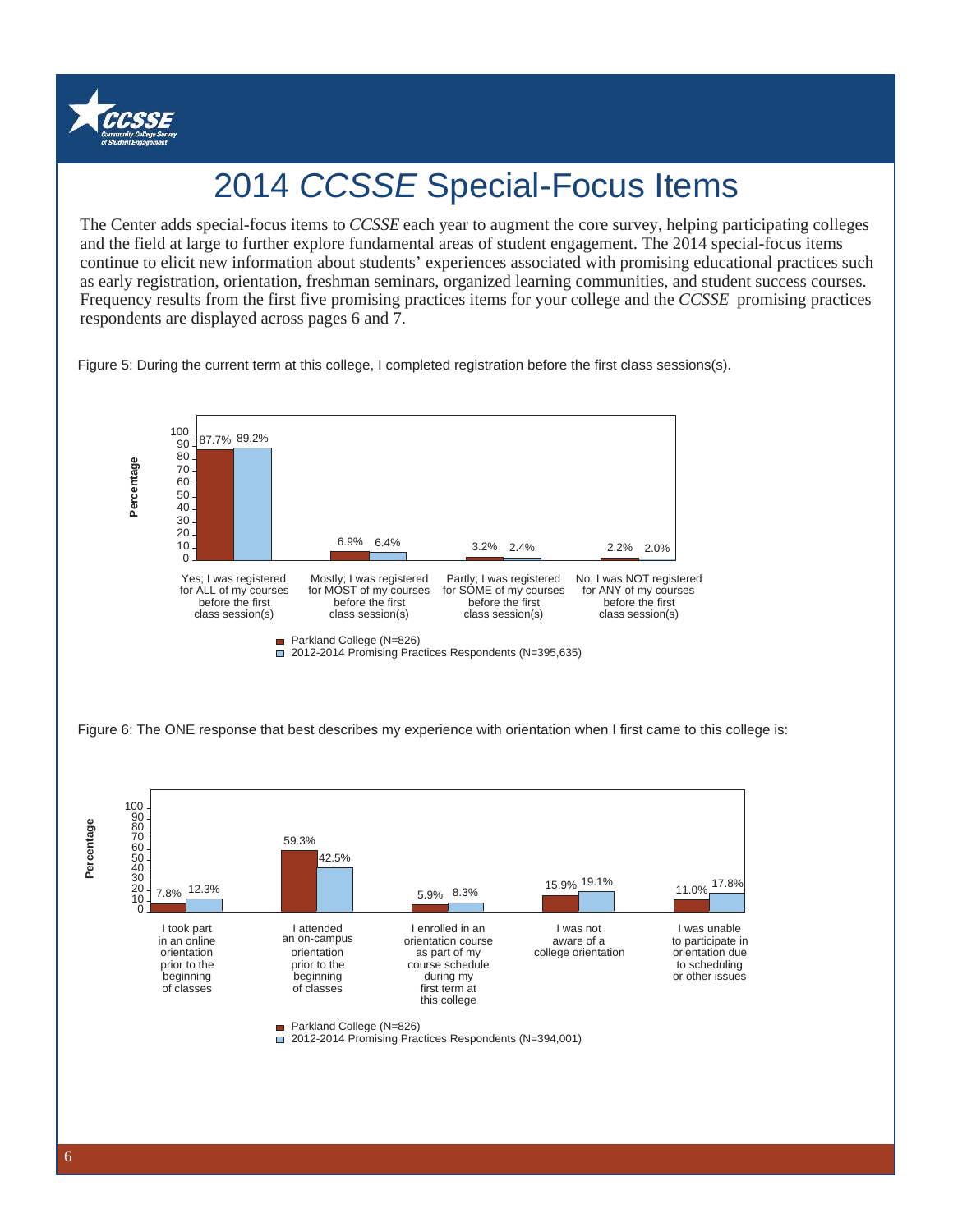# 2014 *CCSSE* Special-Focus Items

The Center adds special-focus items to *CCSSE* each year to augment the core survey, helping participating colleges and the field at large to further explore fundamental areas of student engagement. The 2014 special-focus items continue to elicit new information about students' experiences associated with promising educational practices such as early registration, orientation, freshman seminars, organized learning communities, and student success courses. Frequency results from the first five promising practices items for your college and the *CCSSE* promising practices respondents are displayed across pages 6 and 7.

Figure 5: During the current term at this college, I completed registration before the first class sessions(s).

| Response | Parkland College (N=826) | 2012-2014 Promising Practices Respondents (N=395,635) |
| --- | --- | --- |
| Yes; I was registered for ALL of my courses before the first class session(s) | 87.7% | 89.2% |
| Mostly; I was registered for MOST of my courses before the first class session(s) | 6.9% | 6.4% |
| Partly; I was registered for SOME of my courses before the first class session(s) | 3.2% | 2.4% |
| No; I was NOT registered for ANY of my courses before the first class session(s) | 2.2% | 2.0% |

Figure 6: The ONE response that best describes my experience with orientation when I first came to this college is:

| Response | Parkland College (N=826) | 2012-2014 Promising Practices Respondents (N=394,001) |
| --- | --- | --- |
| I took part in an online orientation prior to the beginning of classes | 7.8% | 12.3% |
| I attended an on-campus orientation prior to the beginning of classes | 59.3% | 42.5% |
| I enrolled in an orientation course as part of my course schedule during my first term at this college | 5.9% | 8.3% |
| I was not aware of a college orientation | 15.9% | 19.1% |
| I was unable to participate in orientation due to scheduling or other issues | 11.0% | 17.8% |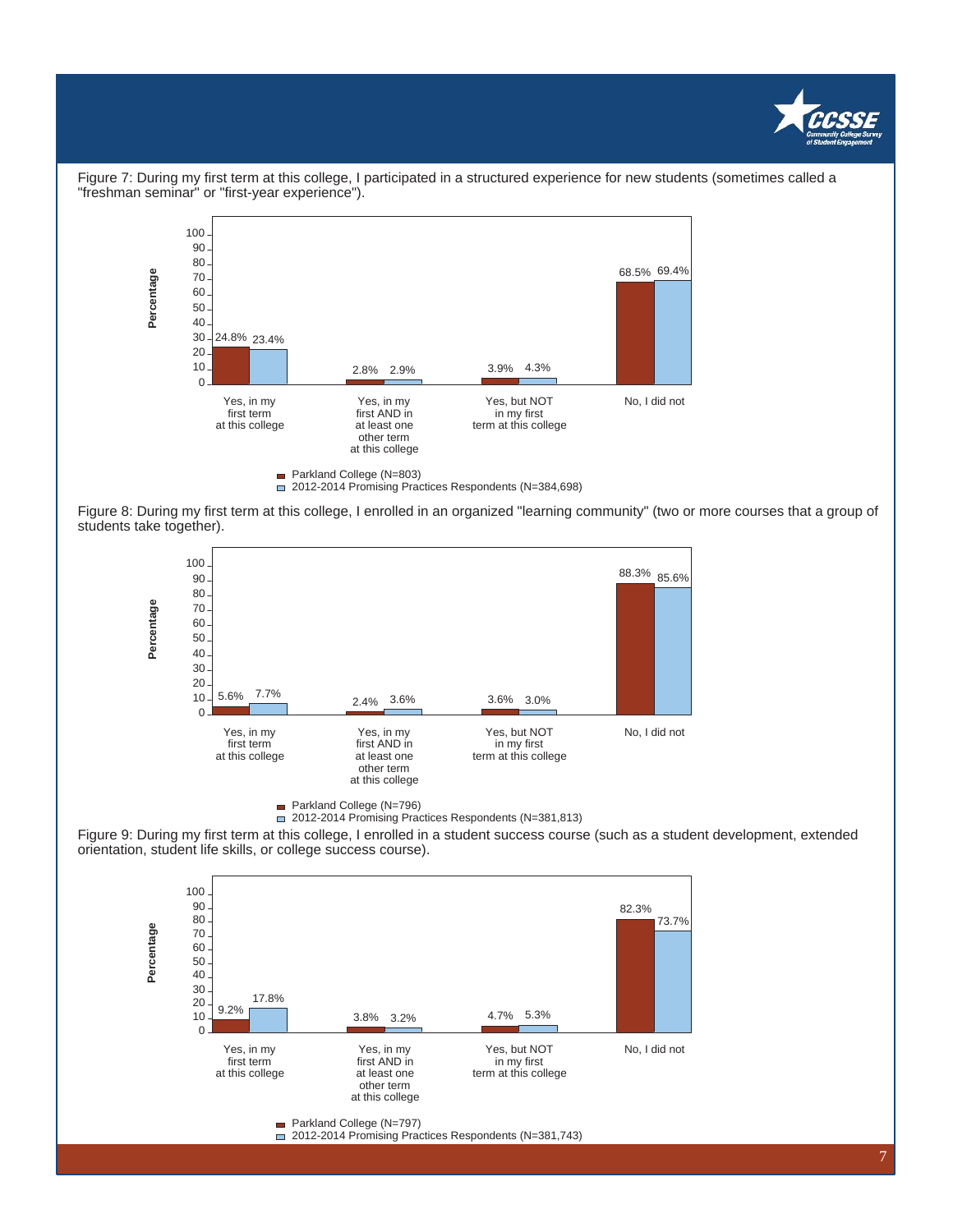Figure 7: During my first term at this college, I participated in a structured experience for new students (sometimes called a "freshman seminar" or "first-year experience").

| Response | Parkland College (N=803) | 2012-2014 Promising Practices Respondents (N=384,698) |
|---|---|---|
| Yes, in my first term at this college | 24.8% | 23.4% |
| Yes, in my first AND in at least one other term at this college | 2.8% | 2.9% |
| Yes, but NOT in my first term at this college | 3.9% | 4.3% |
| No, I did not | 68.5% | 69.4% |

Figure 8: During my first term at this college, I enrolled in an organized "learning community" (two or more courses that a group of students take together).

| Response | Parkland College (N=796) | 2012-2014 Promising Practices Respondents (N=381,813) |
|---|---|---|
| Yes, in my first term at this college | 5.6% | 7.7% |
| Yes, in my first AND in at least one other term at this college | 2.4% | 3.6% |
| Yes, but NOT in my first term at this college | 3.6% | 3.0% |
| No, I did not | 88.3% | 85.6% |

Figure 9: During my first term at this college, I enrolled in a student success course (such as a student development, extended orientation, student life skills, or college success course).

| Response | Parkland College (N=797) | 2012-2014 Promising Practices Respondents (N=381,743) |
|---|---|---|
| Yes, in my first term at this college | 9.2% | 17.8% |
| Yes, in my first AND in at least one other term at this college | 3.8% | 3.2% |
| Yes, but NOT in my first term at this college | 4.7% | 5.3% |
| No, I did not | 82.3% | 73.7% |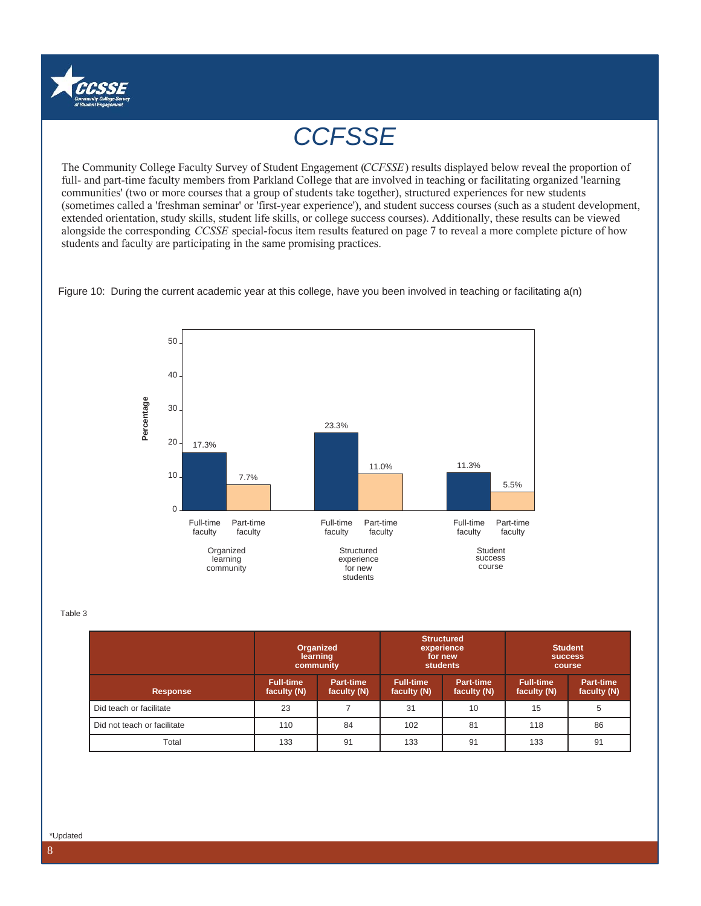# CCFSSE

The Community College Faculty Survey of Student Engagement (*CCFSSE*) results displayed below reveal the proportion of full- and part-time faculty members from Parkland College that are involved in teaching or facilitating organized 'learning communities' (two or more courses that a group of students take together), structured experiences for new students (sometimes called a 'freshman seminar' or 'first-year experience'), and student success courses (such as a student development, extended orientation, study skills, student life skills, or college success courses). Additionally, these results can be viewed alongside the corresponding *CCSSE* special-focus item results featured on page 7 to reveal a more complete picture of how students and faculty are participating in the same promising practices.

Figure 10: During the current academic year at this college, have you been involved in teaching or facilitating a(n)

Percentage
50
40
30
20
10
0

Organized learning community
17.3%
7.7%
Full-time faculty
Part-time faculty

Structured experience for new students
23.3%
11.0%
Full-time faculty
Part-time faculty

Student success course
11.3%
5.5%
Full-time faculty
Part-time faculty

Table 3

| | Organized learning community | | Structured experience for new students | | Student success course | |
|---|---|---|---|---|---|---|
| Response | Full-time faculty (N) | Part-time faculty (N) | Full-time faculty (N) | Part-time faculty (N) | Full-time faculty (N) | Part-time faculty (N) |
| Did teach or facilitate | 23 | 7 | 31 | 10 | 15 | 5 |
| Did not teach or facilitate | 110 | 84 | 102 | 81 | 118 | 86 |
| Total | 133 | 91 | 133 | 91 | 133 | 91 |

*Updated